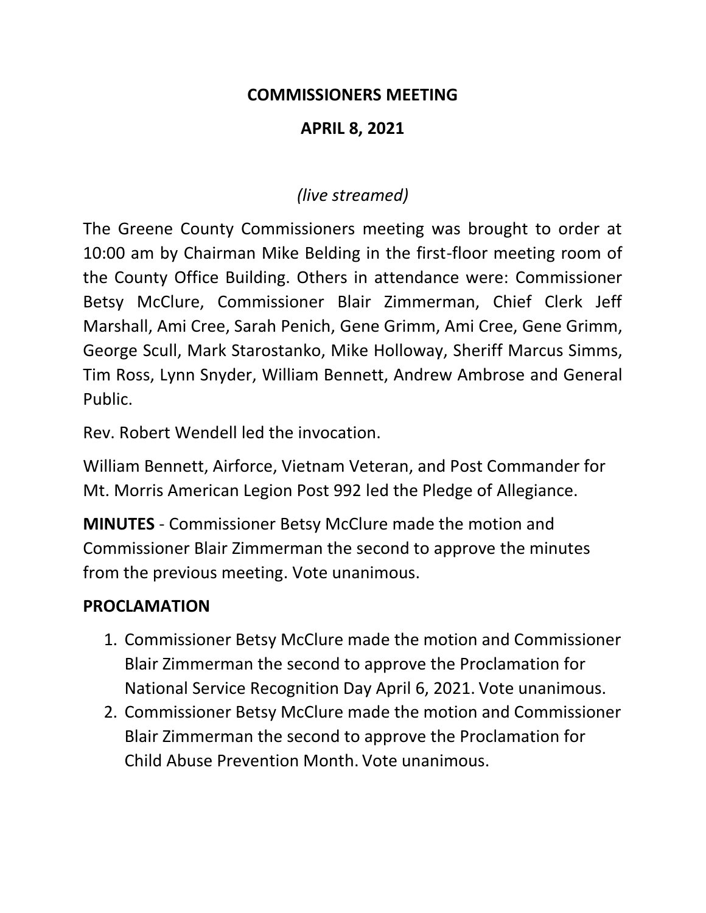# COMMISSIONERS MEETING

## APRIL 8, 2021

*(live streamed)*

The Greene County Commissioners meeting was brought to order at 10:00 am by Chairman Mike Belding in the first-floor meeting room of the County Office Building. Others in attendance were: Commissioner Betsy McClure, Commissioner Blair Zimmerman, Chief Clerk Jeff Marshall, Ami Cree, Sarah Penich, Gene Grimm, Ami Cree, Gene Grimm, George Scull, Mark Starostanko, Mike Holloway, Sheriff Marcus Simms, Tim Ross, Lynn Snyder, William Bennett, Andrew Ambrose and General Public.

Rev. Robert Wendell led the invocation.

William Bennett, Airforce, Vietnam Veteran, and Post Commander for Mt. Morris American Legion Post 992 led the Pledge of Allegiance.

**MINUTES** - Commissioner Betsy McClure made the motion and Commissioner Blair Zimmerman the second to approve the minutes from the previous meeting. Vote unanimous.

**PROCLAMATION**

1. Commissioner Betsy McClure made the motion and Commissioner Blair Zimmerman the second to approve the Proclamation for National Service Recognition Day April 6, 2021. Vote unanimous.
2. Commissioner Betsy McClure made the motion and Commissioner Blair Zimmerman the second to approve the Proclamation for Child Abuse Prevention Month. Vote unanimous.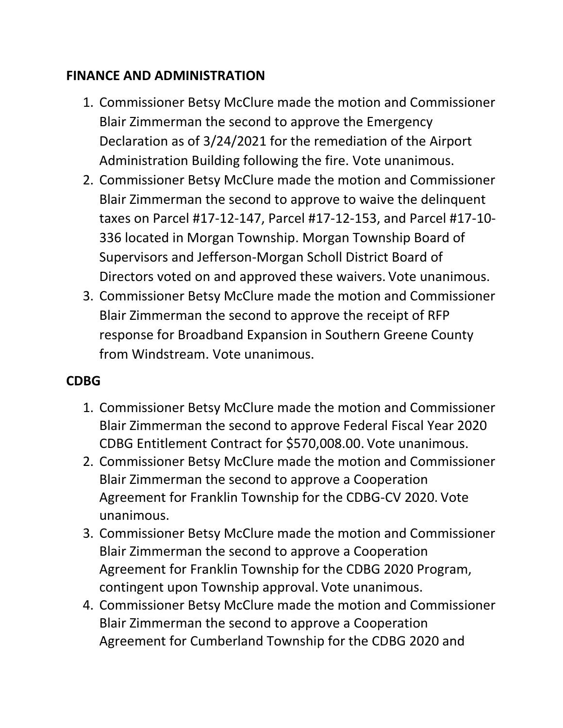**FINANCE AND ADMINISTRATION**

1. Commissioner Betsy McClure made the motion and Commissioner Blair Zimmerman the second to approve the Emergency Declaration as of 3/24/2021 for the remediation of the Airport Administration Building following the fire. Vote unanimous.
2. Commissioner Betsy McClure made the motion and Commissioner Blair Zimmerman the second to approve to waive the delinquent taxes on Parcel #17-12-147, Parcel #17-12-153, and Parcel #17-10-336 located in Morgan Township. Morgan Township Board of Supervisors and Jefferson-Morgan Scholl District Board of Directors voted on and approved these waivers. Vote unanimous.
3. Commissioner Betsy McClure made the motion and Commissioner Blair Zimmerman the second to approve the receipt of RFP response for Broadband Expansion in Southern Greene County from Windstream. Vote unanimous.

**CDBG**

1. Commissioner Betsy McClure made the motion and Commissioner Blair Zimmerman the second to approve Federal Fiscal Year 2020 CDBG Entitlement Contract for $570,008.00. Vote unanimous.
2. Commissioner Betsy McClure made the motion and Commissioner Blair Zimmerman the second to approve a Cooperation Agreement for Franklin Township for the CDBG-CV 2020. Vote unanimous.
3. Commissioner Betsy McClure made the motion and Commissioner Blair Zimmerman the second to approve a Cooperation Agreement for Franklin Township for the CDBG 2020 Program, contingent upon Township approval. Vote unanimous.
4. Commissioner Betsy McClure made the motion and Commissioner Blair Zimmerman the second to approve a Cooperation Agreement for Cumberland Township for the CDBG 2020 and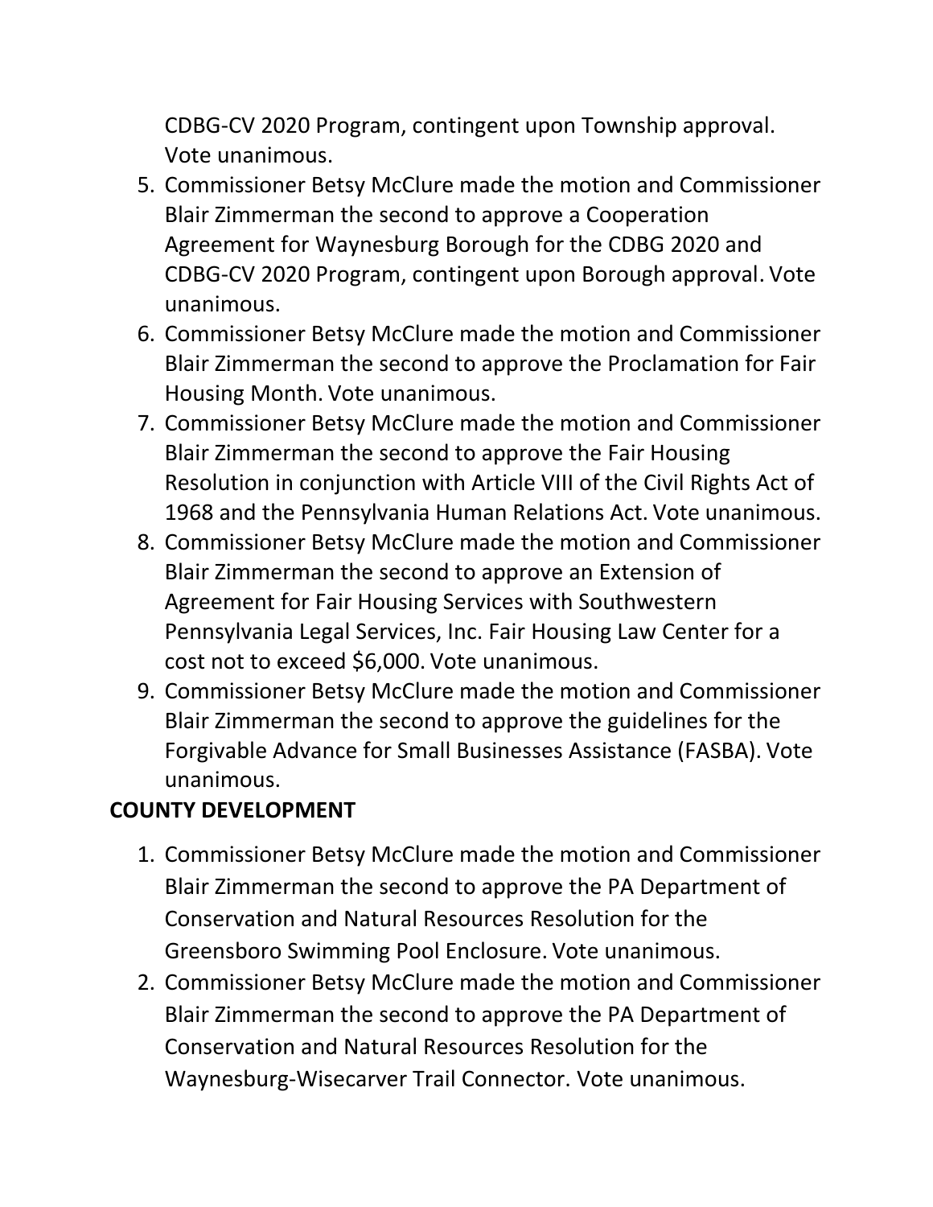CDBG-CV 2020 Program, contingent upon Township approval. Vote unanimous.

5. Commissioner Betsy McClure made the motion and Commissioner Blair Zimmerman the second to approve a Cooperation Agreement for Waynesburg Borough for the CDBG 2020 and CDBG-CV 2020 Program, contingent upon Borough approval. Vote unanimous.
6. Commissioner Betsy McClure made the motion and Commissioner Blair Zimmerman the second to approve the Proclamation for Fair Housing Month. Vote unanimous.
7. Commissioner Betsy McClure made the motion and Commissioner Blair Zimmerman the second to approve the Fair Housing Resolution in conjunction with Article VIII of the Civil Rights Act of 1968 and the Pennsylvania Human Relations Act. Vote unanimous.
8. Commissioner Betsy McClure made the motion and Commissioner Blair Zimmerman the second to approve an Extension of Agreement for Fair Housing Services with Southwestern Pennsylvania Legal Services, Inc. Fair Housing Law Center for a cost not to exceed $6,000. Vote unanimous.
9. Commissioner Betsy McClure made the motion and Commissioner Blair Zimmerman the second to approve the guidelines for the Forgivable Advance for Small Businesses Assistance (FASBA). Vote unanimous.

**COUNTY DEVELOPMENT**

1. Commissioner Betsy McClure made the motion and Commissioner Blair Zimmerman the second to approve the PA Department of Conservation and Natural Resources Resolution for the Greensboro Swimming Pool Enclosure. Vote unanimous.
2. Commissioner Betsy McClure made the motion and Commissioner Blair Zimmerman the second to approve the PA Department of Conservation and Natural Resources Resolution for the Waynesburg-Wisecarver Trail Connector. Vote unanimous.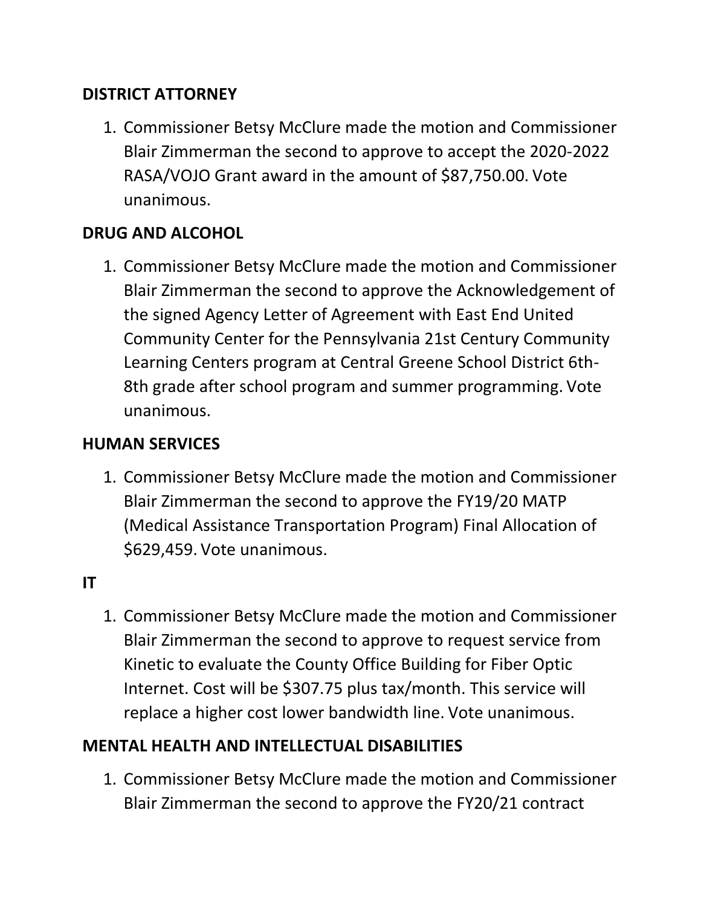**DISTRICT ATTORNEY**

1. Commissioner Betsy McClure made the motion and Commissioner Blair Zimmerman the second to approve to accept the 2020-2022 RASA/VOJO Grant award in the amount of $87,750.00. Vote unanimous.

**DRUG AND ALCOHOL**

1. Commissioner Betsy McClure made the motion and Commissioner Blair Zimmerman the second to approve the Acknowledgement of the signed Agency Letter of Agreement with East End United Community Center for the Pennsylvania 21st Century Community Learning Centers program at Central Greene School District 6th-8th grade after school program and summer programming. Vote unanimous.

**HUMAN SERVICES**

1. Commissioner Betsy McClure made the motion and Commissioner Blair Zimmerman the second to approve the FY19/20 MATP (Medical Assistance Transportation Program) Final Allocation of $629,459. Vote unanimous.

**IT**

1. Commissioner Betsy McClure made the motion and Commissioner Blair Zimmerman the second to approve to request service from Kinetic to evaluate the County Office Building for Fiber Optic Internet. Cost will be $307.75 plus tax/month. This service will replace a higher cost lower bandwidth line. Vote unanimous.

**MENTAL HEALTH AND INTELLECTUAL DISABILITIES**

1. Commissioner Betsy McClure made the motion and Commissioner Blair Zimmerman the second to approve the FY20/21 contract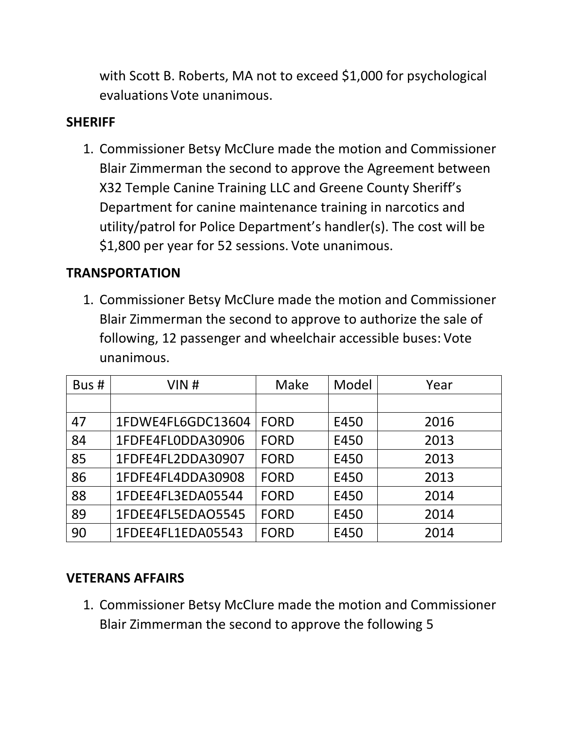with Scott B. Roberts, MA not to exceed $1,000 for psychological evaluations Vote unanimous.

**SHERIFF**

1. Commissioner Betsy McClure made the motion and Commissioner Blair Zimmerman the second to approve the Agreement between X32 Temple Canine Training LLC and Greene County Sheriff's Department for canine maintenance training in narcotics and utility/patrol for Police Department's handler(s). The cost will be $1,800 per year for 52 sessions. Vote unanimous.

**TRANSPORTATION**

1. Commissioner Betsy McClure made the motion and Commissioner Blair Zimmerman the second to approve to authorize the sale of following, 12 passenger and wheelchair accessible buses: Vote unanimous.

| Bus # | VIN # | Make | Model | Year |
|---|---|---|---|---|
| | | | | |
| 47 | 1FDWE4FL6GDC13604 | FORD | E450 | 2016 |
| 84 | 1FDFE4FL0DDA30906 | FORD | E450 | 2013 |
| 85 | 1FDFE4FL2DDA30907 | FORD | E450 | 2013 |
| 86 | 1FDFE4FL4DDA30908 | FORD | E450 | 2013 |
| 88 | 1FDEE4FL3EDA05544 | FORD | E450 | 2014 |
| 89 | 1FDEE4FL5EDAO5545 | FORD | E450 | 2014 |
| 90 | 1FDEE4FL1EDA05543 | FORD | E450 | 2014 |

**VETERANS AFFAIRS**

1. Commissioner Betsy McClure made the motion and Commissioner Blair Zimmerman the second to approve the following 5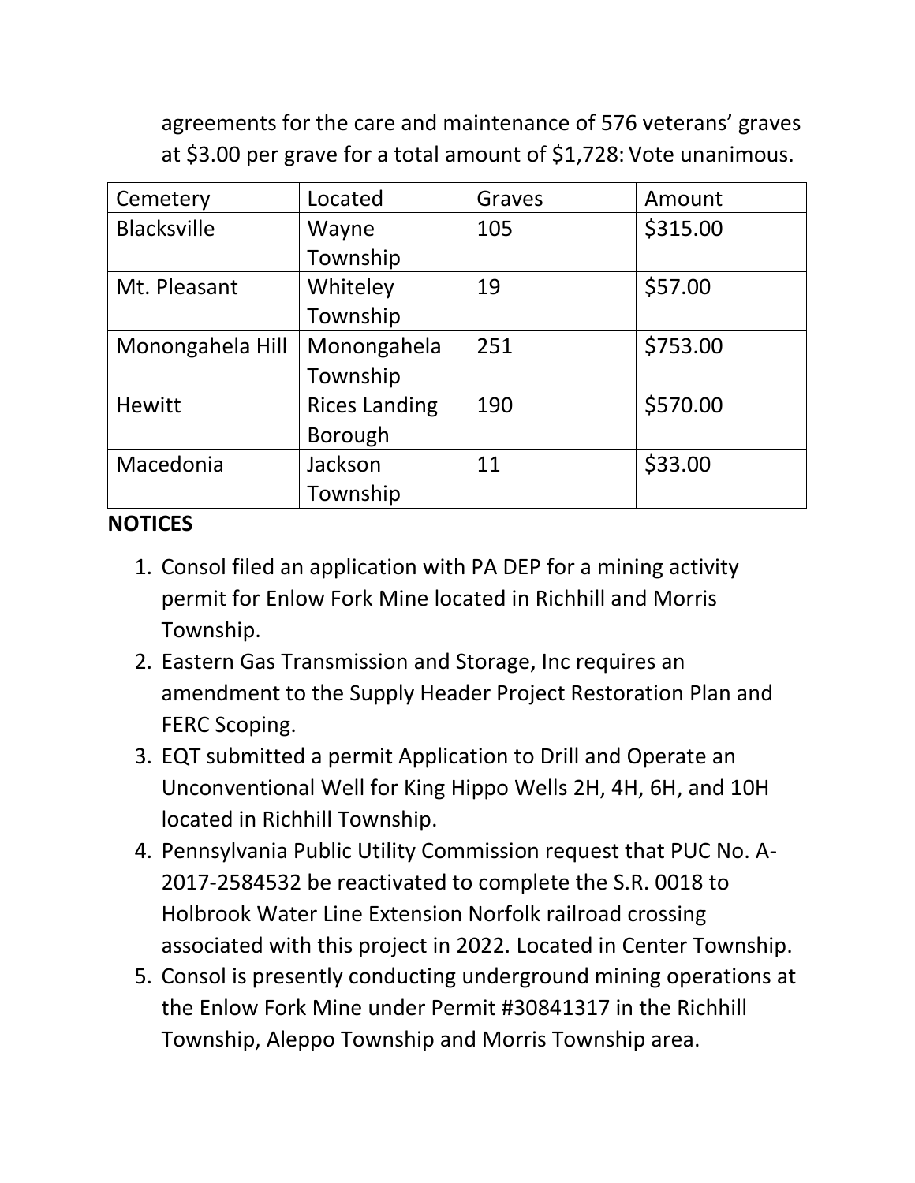agreements for the care and maintenance of 576 veterans' graves at $3.00 per grave for a total amount of $1,728: Vote unanimous.

| Cemetery | Located | Graves | Amount |
|---|---|---|---|
| Blacksville | Wayne Township | 105 | $315.00 |
| Mt. Pleasant | Whiteley Township | 19 | $57.00 |
| Monongahela Hill | Monongahela Township | 251 | $753.00 |
| Hewitt | Rices Landing Borough | 190 | $570.00 |
| Macedonia | Jackson Township | 11 | $33.00 |

**NOTICES**

1. Consol filed an application with PA DEP for a mining activity permit for Enlow Fork Mine located in Richhill and Morris Township.
2. Eastern Gas Transmission and Storage, Inc requires an amendment to the Supply Header Project Restoration Plan and FERC Scoping.
3. EQT submitted a permit Application to Drill and Operate an Unconventional Well for King Hippo Wells 2H, 4H, 6H, and 10H located in Richhill Township.
4. Pennsylvania Public Utility Commission request that PUC No. A-2017-2584532 be reactivated to complete the S.R. 0018 to Holbrook Water Line Extension Norfolk railroad crossing associated with this project in 2022. Located in Center Township.
5. Consol is presently conducting underground mining operations at the Enlow Fork Mine under Permit #30841317 in the Richhill Township, Aleppo Township and Morris Township area.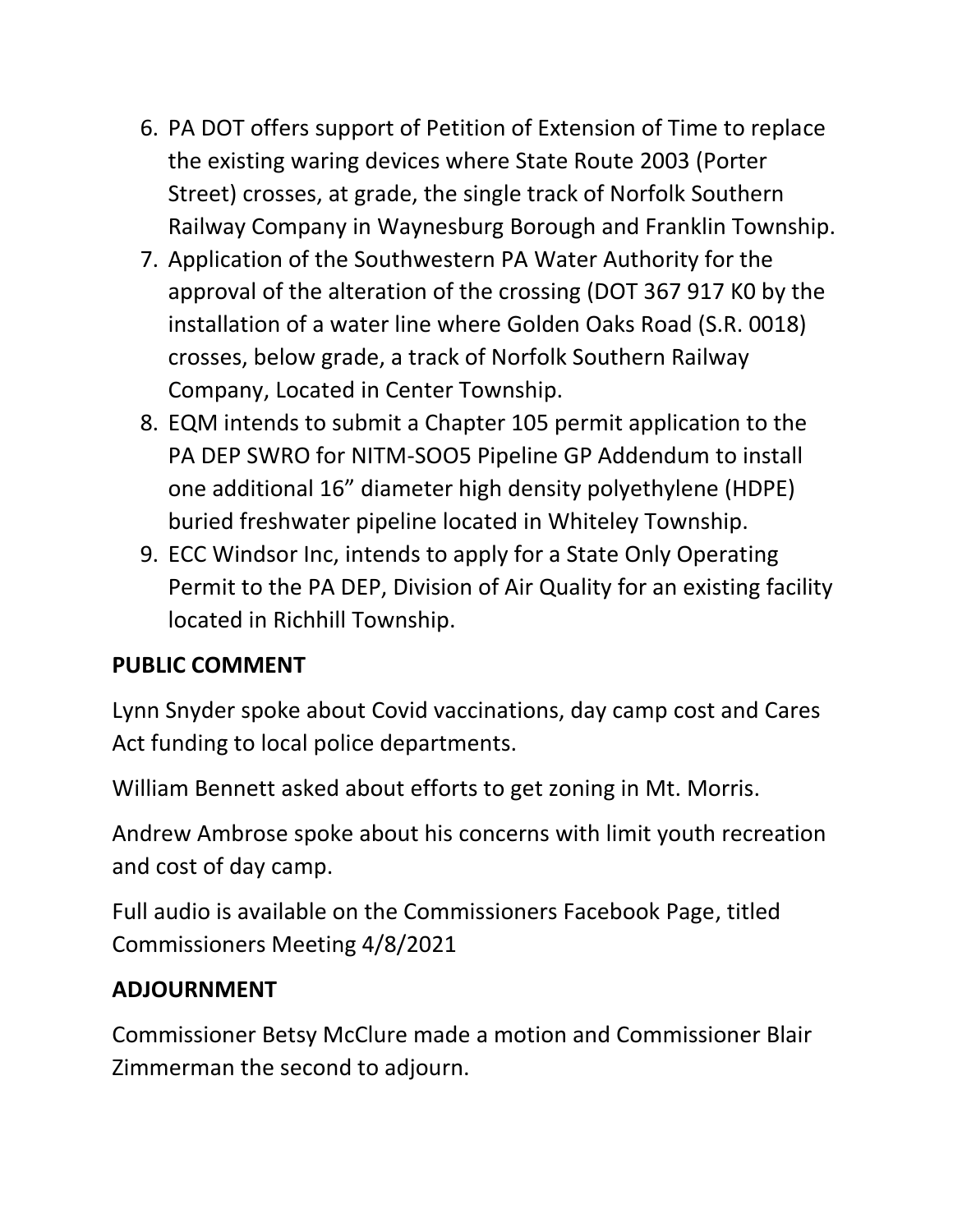6. PA DOT offers support of Petition of Extension of Time to replace the existing waring devices where State Route 2003 (Porter Street) crosses, at grade, the single track of Norfolk Southern Railway Company in Waynesburg Borough and Franklin Township.
7. Application of the Southwestern PA Water Authority for the approval of the alteration of the crossing (DOT 367 917 K0 by the installation of a water line where Golden Oaks Road (S.R. 0018) crosses, below grade, a track of Norfolk Southern Railway Company, Located in Center Township.
8. EQM intends to submit a Chapter 105 permit application to the PA DEP SWRO for NITM-SOO5 Pipeline GP Addendum to install one additional 16" diameter high density polyethylene (HDPE) buried freshwater pipeline located in Whiteley Township.
9. ECC Windsor Inc, intends to apply for a State Only Operating Permit to the PA DEP, Division of Air Quality for an existing facility located in Richhill Township.

**PUBLIC COMMENT**

Lynn Snyder spoke about Covid vaccinations, day camp cost and Cares Act funding to local police departments.

William Bennett asked about efforts to get zoning in Mt. Morris.

Andrew Ambrose spoke about his concerns with limit youth recreation and cost of day camp.

Full audio is available on the Commissioners Facebook Page, titled Commissioners Meeting 4/8/2021

**ADJOURNMENT**

Commissioner Betsy McClure made a motion and Commissioner Blair Zimmerman the second to adjourn.